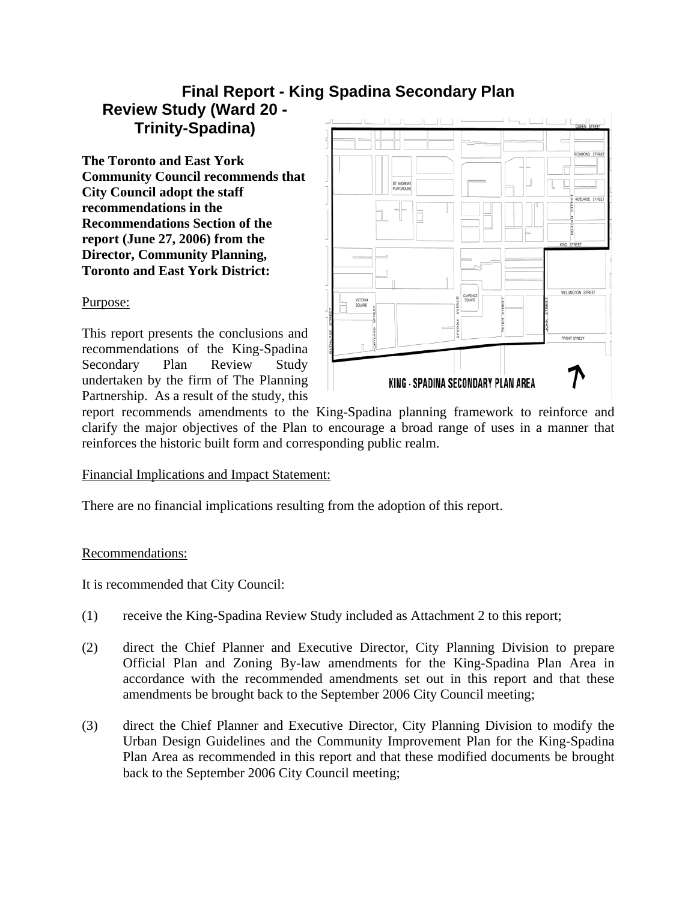# Final Report - King Spadina Secondary Plan Review Study (Ward 20 - Trinity-Spadina)

**The Toronto and East York Community Council recommends that City Council adopt the staff recommendations in the Recommendations Section of the report (June 27, 2006) from the Director, Community Planning, Toronto and East York District:**

Purpose:

This report presents the conclusions and recommendations of the King-Spadina Secondary Plan Review Study undertaken by the firm of The Planning Partnership. As a result of the study, this report recommends amendments to the King-Spadina planning framework to reinforce and clarify the major objectives of the Plan to encourage a broad range of uses in a manner that reinforces the historic built form and corresponding public realm.

Financial Implications and Impact Statement:

There are no financial implications resulting from the adoption of this report.

Recommendations:

It is recommended that City Council:

(1) receive the King-Spadina Review Study included as Attachment 2 to this report;

(2) direct the Chief Planner and Executive Director, City Planning Division to prepare Official Plan and Zoning By-law amendments for the King-Spadina Plan Area in accordance with the recommended amendments set out in this report and that these amendments be brought back to the September 2006 City Council meeting;

(3) direct the Chief Planner and Executive Director, City Planning Division to modify the Urban Design Guidelines and the Community Improvement Plan for the King-Spadina Plan Area as recommended in this report and that these modified documents be brought back to the September 2006 City Council meeting;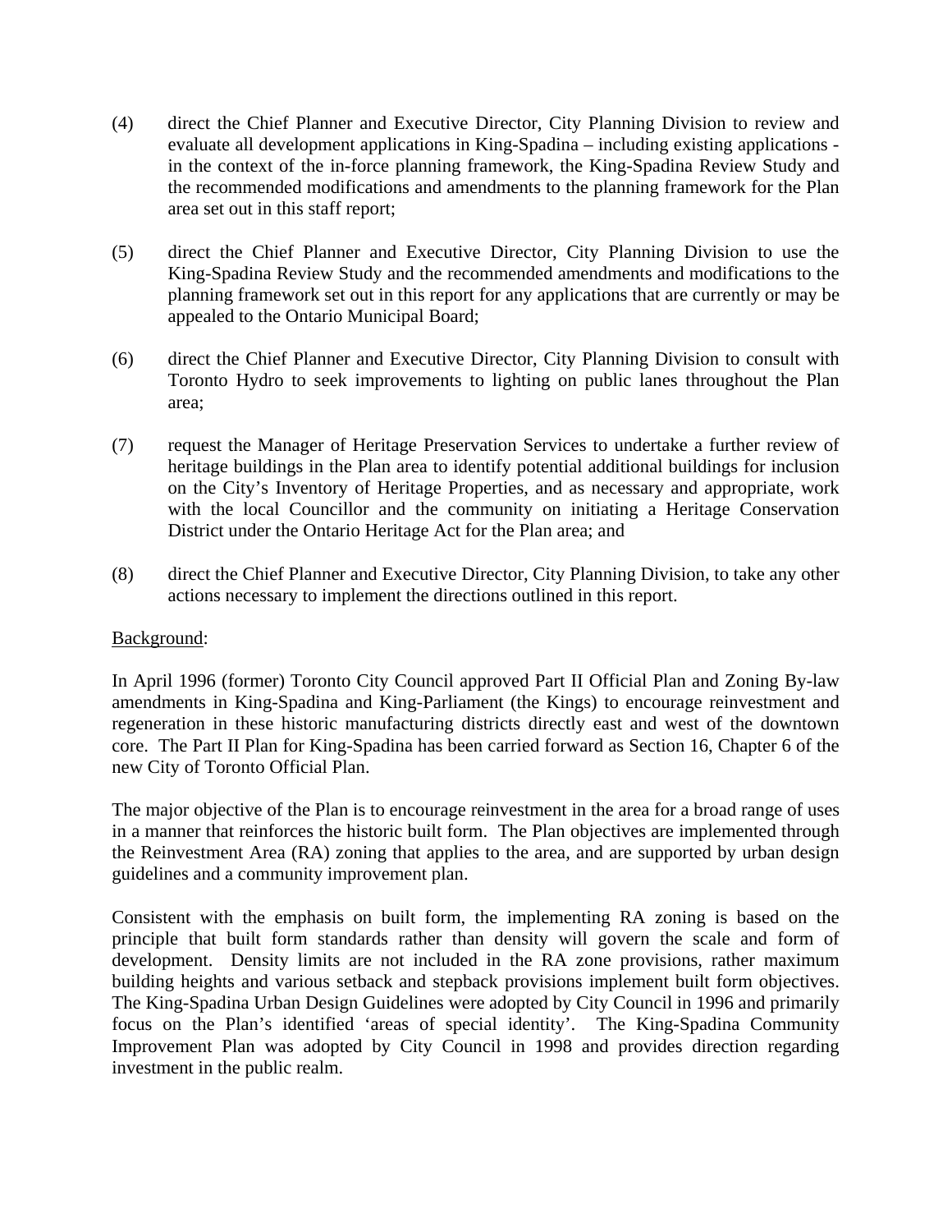(4) direct the Chief Planner and Executive Director, City Planning Division to review and evaluate all development applications in King-Spadina – including existing applications - in the context of the in-force planning framework, the King-Spadina Review Study and the recommended modifications and amendments to the planning framework for the Plan area set out in this staff report;

(5) direct the Chief Planner and Executive Director, City Planning Division to use the King-Spadina Review Study and the recommended amendments and modifications to the planning framework set out in this report for any applications that are currently or may be appealed to the Ontario Municipal Board;

(6) direct the Chief Planner and Executive Director, City Planning Division to consult with Toronto Hydro to seek improvements to lighting on public lanes throughout the Plan area;

(7) request the Manager of Heritage Preservation Services to undertake a further review of heritage buildings in the Plan area to identify potential additional buildings for inclusion on the City's Inventory of Heritage Properties, and as necessary and appropriate, work with the local Councillor and the community on initiating a Heritage Conservation District under the Ontario Heritage Act for the Plan area; and

(8) direct the Chief Planner and Executive Director, City Planning Division, to take any other actions necessary to implement the directions outlined in this report.

Background:

In April 1996 (former) Toronto City Council approved Part II Official Plan and Zoning By-law amendments in King-Spadina and King-Parliament (the Kings) to encourage reinvestment and regeneration in these historic manufacturing districts directly east and west of the downtown core. The Part II Plan for King-Spadina has been carried forward as Section 16, Chapter 6 of the new City of Toronto Official Plan.

The major objective of the Plan is to encourage reinvestment in the area for a broad range of uses in a manner that reinforces the historic built form. The Plan objectives are implemented through the Reinvestment Area (RA) zoning that applies to the area, and are supported by urban design guidelines and a community improvement plan.

Consistent with the emphasis on built form, the implementing RA zoning is based on the principle that built form standards rather than density will govern the scale and form of development. Density limits are not included in the RA zone provisions, rather maximum building heights and various setback and stepback provisions implement built form objectives. The King-Spadina Urban Design Guidelines were adopted by City Council in 1996 and primarily focus on the Plan's identified 'areas of special identity'. The King-Spadina Community Improvement Plan was adopted by City Council in 1998 and provides direction regarding investment in the public realm.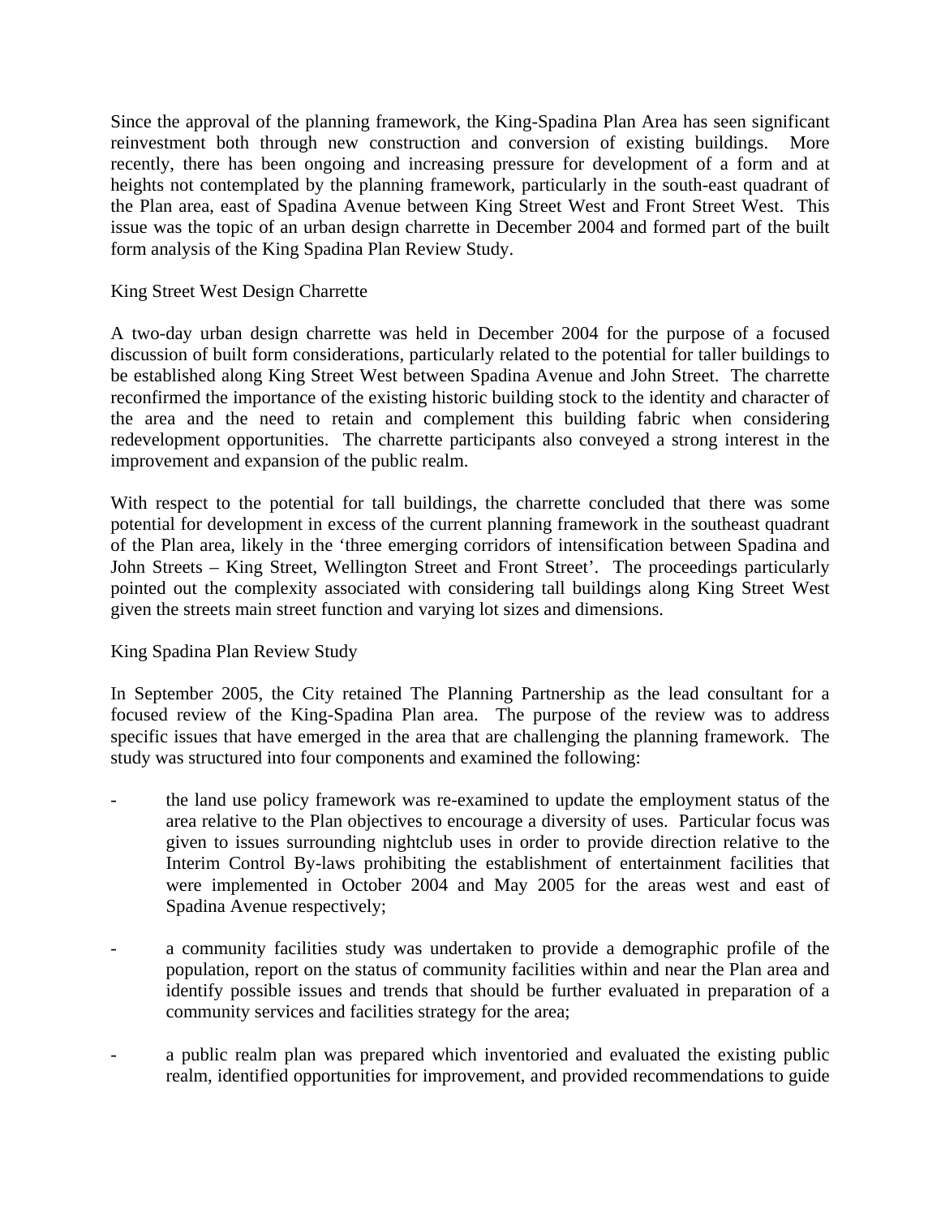Since the approval of the planning framework, the King-Spadina Plan Area has seen significant reinvestment both through new construction and conversion of existing buildings. More recently, there has been ongoing and increasing pressure for development of a form and at heights not contemplated by the planning framework, particularly in the south-east quadrant of the Plan area, east of Spadina Avenue between King Street West and Front Street West. This issue was the topic of an urban design charrette in December 2004 and formed part of the built form analysis of the King Spadina Plan Review Study.

King Street West Design Charrette

A two-day urban design charrette was held in December 2004 for the purpose of a focused discussion of built form considerations, particularly related to the potential for taller buildings to be established along King Street West between Spadina Avenue and John Street. The charrette reconfirmed the importance of the existing historic building stock to the identity and character of the area and the need to retain and complement this building fabric when considering redevelopment opportunities. The charrette participants also conveyed a strong interest in the improvement and expansion of the public realm.

With respect to the potential for tall buildings, the charrette concluded that there was some potential for development in excess of the current planning framework in the southeast quadrant of the Plan area, likely in the 'three emerging corridors of intensification between Spadina and John Streets – King Street, Wellington Street and Front Street'. The proceedings particularly pointed out the complexity associated with considering tall buildings along King Street West given the streets main street function and varying lot sizes and dimensions.

King Spadina Plan Review Study

In September 2005, the City retained The Planning Partnership as the lead consultant for a focused review of the King-Spadina Plan area. The purpose of the review was to address specific issues that have emerged in the area that are challenging the planning framework. The study was structured into four components and examined the following:

- the land use policy framework was re-examined to update the employment status of the area relative to the Plan objectives to encourage a diversity of uses. Particular focus was given to issues surrounding nightclub uses in order to provide direction relative to the Interim Control By-laws prohibiting the establishment of entertainment facilities that were implemented in October 2004 and May 2005 for the areas west and east of Spadina Avenue respectively;

- a community facilities study was undertaken to provide a demographic profile of the population, report on the status of community facilities within and near the Plan area and identify possible issues and trends that should be further evaluated in preparation of a community services and facilities strategy for the area;

- a public realm plan was prepared which inventoried and evaluated the existing public realm, identified opportunities for improvement, and provided recommendations to guide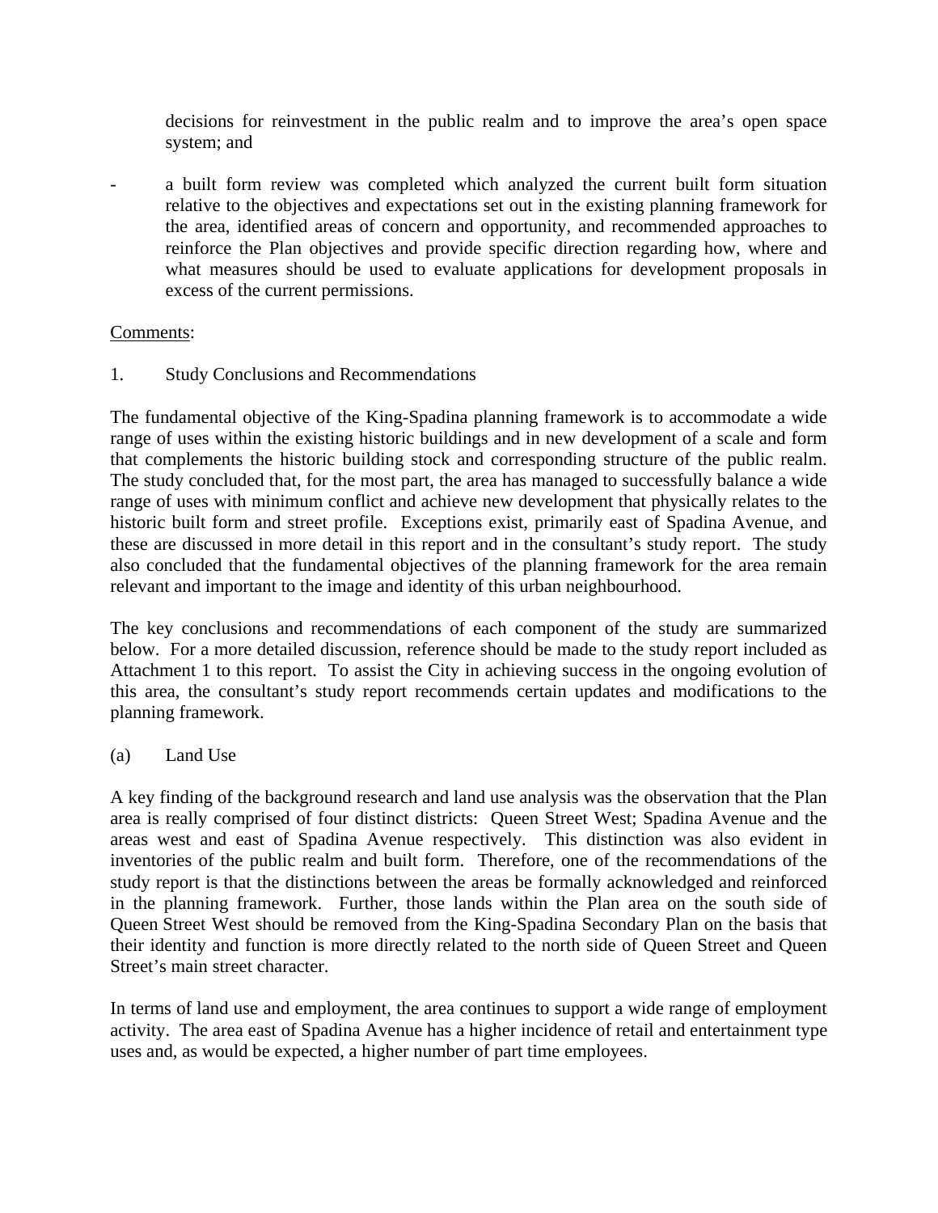decisions for reinvestment in the public realm and to improve the area's open space system; and

- a built form review was completed which analyzed the current built form situation relative to the objectives and expectations set out in the existing planning framework for the area, identified areas of concern and opportunity, and recommended approaches to reinforce the Plan objectives and provide specific direction regarding how, where and what measures should be used to evaluate applications for development proposals in excess of the current permissions.

Comments:

1. Study Conclusions and Recommendations

The fundamental objective of the King-Spadina planning framework is to accommodate a wide range of uses within the existing historic buildings and in new development of a scale and form that complements the historic building stock and corresponding structure of the public realm. The study concluded that, for the most part, the area has managed to successfully balance a wide range of uses with minimum conflict and achieve new development that physically relates to the historic built form and street profile. Exceptions exist, primarily east of Spadina Avenue, and these are discussed in more detail in this report and in the consultant's study report. The study also concluded that the fundamental objectives of the planning framework for the area remain relevant and important to the image and identity of this urban neighbourhood.

The key conclusions and recommendations of each component of the study are summarized below. For a more detailed discussion, reference should be made to the study report included as Attachment 1 to this report. To assist the City in achieving success in the ongoing evolution of this area, the consultant's study report recommends certain updates and modifications to the planning framework.

(a) Land Use

A key finding of the background research and land use analysis was the observation that the Plan area is really comprised of four distinct districts: Queen Street West; Spadina Avenue and the areas west and east of Spadina Avenue respectively. This distinction was also evident in inventories of the public realm and built form. Therefore, one of the recommendations of the study report is that the distinctions between the areas be formally acknowledged and reinforced in the planning framework. Further, those lands within the Plan area on the south side of Queen Street West should be removed from the King-Spadina Secondary Plan on the basis that their identity and function is more directly related to the north side of Queen Street and Queen Street's main street character.

In terms of land use and employment, the area continues to support a wide range of employment activity. The area east of Spadina Avenue has a higher incidence of retail and entertainment type uses and, as would be expected, a higher number of part time employees.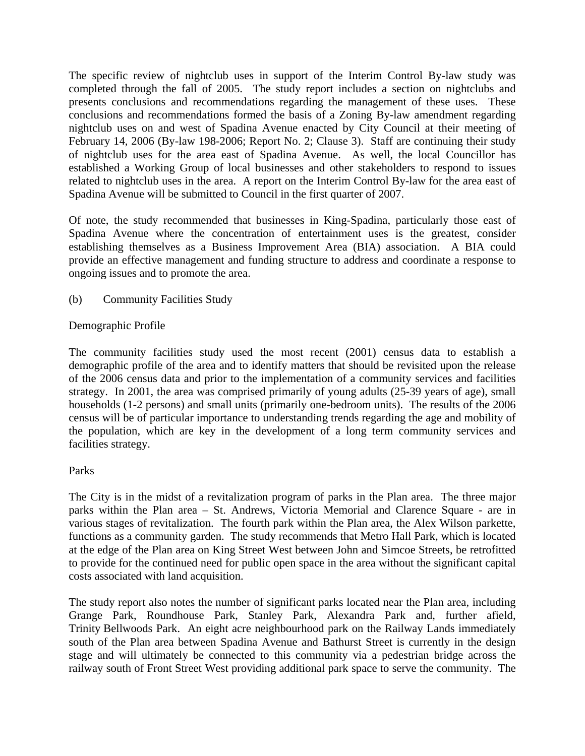The specific review of nightclub uses in support of the Interim Control By-law study was completed through the fall of 2005. The study report includes a section on nightclubs and presents conclusions and recommendations regarding the management of these uses. These conclusions and recommendations formed the basis of a Zoning By-law amendment regarding nightclub uses on and west of Spadina Avenue enacted by City Council at their meeting of February 14, 2006 (By-law 198-2006; Report No. 2; Clause 3). Staff are continuing their study of nightclub uses for the area east of Spadina Avenue. As well, the local Councillor has established a Working Group of local businesses and other stakeholders to respond to issues related to nightclub uses in the area. A report on the Interim Control By-law for the area east of Spadina Avenue will be submitted to Council in the first quarter of 2007.

Of note, the study recommended that businesses in King-Spadina, particularly those east of Spadina Avenue where the concentration of entertainment uses is the greatest, consider establishing themselves as a Business Improvement Area (BIA) association. A BIA could provide an effective management and funding structure to address and coordinate a response to ongoing issues and to promote the area.

(b) Community Facilities Study

Demographic Profile

The community facilities study used the most recent (2001) census data to establish a demographic profile of the area and to identify matters that should be revisited upon the release of the 2006 census data and prior to the implementation of a community services and facilities strategy. In 2001, the area was comprised primarily of young adults (25-39 years of age), small households (1-2 persons) and small units (primarily one-bedroom units). The results of the 2006 census will be of particular importance to understanding trends regarding the age and mobility of the population, which are key in the development of a long term community services and facilities strategy.

Parks

The City is in the midst of a revitalization program of parks in the Plan area. The three major parks within the Plan area – St. Andrews, Victoria Memorial and Clarence Square - are in various stages of revitalization. The fourth park within the Plan area, the Alex Wilson parkette, functions as a community garden. The study recommends that Metro Hall Park, which is located at the edge of the Plan area on King Street West between John and Simcoe Streets, be retrofitted to provide for the continued need for public open space in the area without the significant capital costs associated with land acquisition.

The study report also notes the number of significant parks located near the Plan area, including Grange Park, Roundhouse Park, Stanley Park, Alexandra Park and, further afield, Trinity Bellwoods Park. An eight acre neighbourhood park on the Railway Lands immediately south of the Plan area between Spadina Avenue and Bathurst Street is currently in the design stage and will ultimately be connected to this community via a pedestrian bridge across the railway south of Front Street West providing additional park space to serve the community. The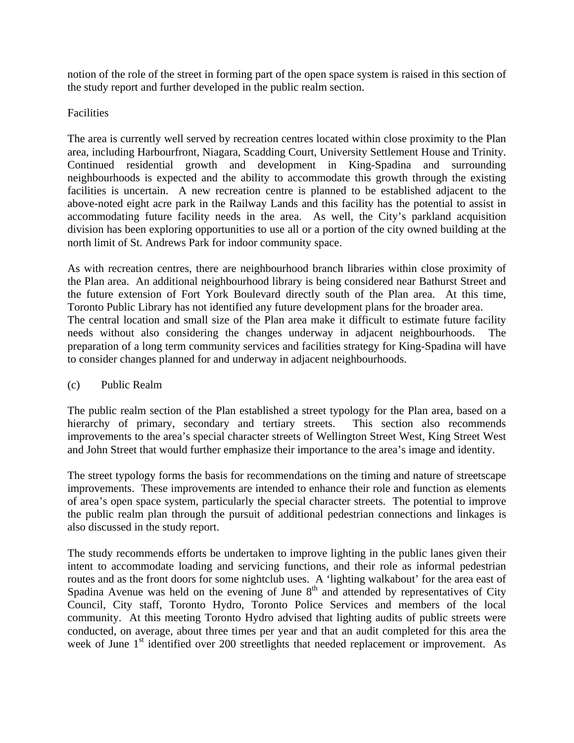notion of the role of the street in forming part of the open space system is raised in this section of the study report and further developed in the public realm section.

Facilities

The area is currently well served by recreation centres located within close proximity to the Plan area, including Harbourfront, Niagara, Scadding Court, University Settlement House and Trinity. Continued residential growth and development in King-Spadina and surrounding neighbourhoods is expected and the ability to accommodate this growth through the existing facilities is uncertain. A new recreation centre is planned to be established adjacent to the above-noted eight acre park in the Railway Lands and this facility has the potential to assist in accommodating future facility needs in the area. As well, the City's parkland acquisition division has been exploring opportunities to use all or a portion of the city owned building at the north limit of St. Andrews Park for indoor community space.

As with recreation centres, there are neighbourhood branch libraries within close proximity of the Plan area. An additional neighbourhood library is being considered near Bathurst Street and the future extension of Fort York Boulevard directly south of the Plan area. At this time, Toronto Public Library has not identified any future development plans for the broader area.
The central location and small size of the Plan area make it difficult to estimate future facility needs without also considering the changes underway in adjacent neighbourhoods. The preparation of a long term community services and facilities strategy for King-Spadina will have to consider changes planned for and underway in adjacent neighbourhoods.

(c) Public Realm

The public realm section of the Plan established a street typology for the Plan area, based on a hierarchy of primary, secondary and tertiary streets. This section also recommends improvements to the area's special character streets of Wellington Street West, King Street West and John Street that would further emphasize their importance to the area's image and identity.

The street typology forms the basis for recommendations on the timing and nature of streetscape improvements. These improvements are intended to enhance their role and function as elements of area's open space system, particularly the special character streets. The potential to improve the public realm plan through the pursuit of additional pedestrian connections and linkages is also discussed in the study report.

The study recommends efforts be undertaken to improve lighting in the public lanes given their intent to accommodate loading and servicing functions, and their role as informal pedestrian routes and as the front doors for some nightclub uses. A 'lighting walkabout' for the area east of Spadina Avenue was held on the evening of June 8th and attended by representatives of City Council, City staff, Toronto Hydro, Toronto Police Services and members of the local community. At this meeting Toronto Hydro advised that lighting audits of public streets were conducted, on average, about three times per year and that an audit completed for this area the week of June 1st identified over 200 streetlights that needed replacement or improvement. As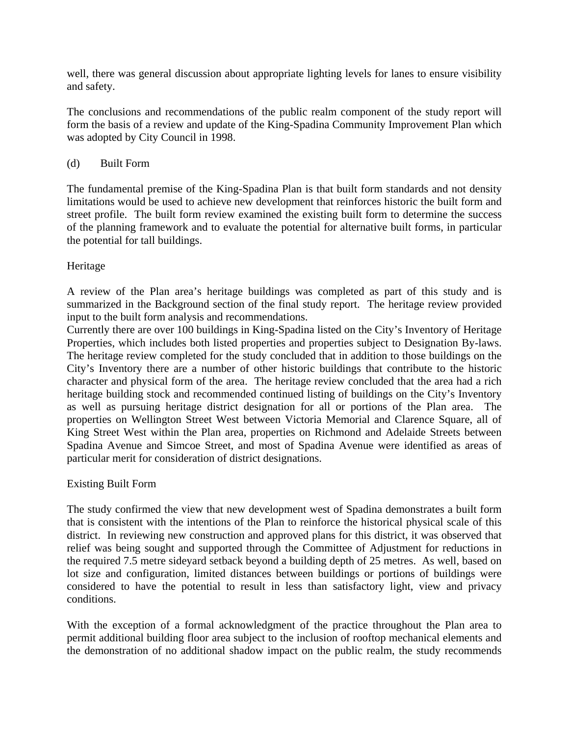well, there was general discussion about appropriate lighting levels for lanes to ensure visibility and safety.

The conclusions and recommendations of the public realm component of the study report will form the basis of a review and update of the King-Spadina Community Improvement Plan which was adopted by City Council in 1998.

(d) Built Form

The fundamental premise of the King-Spadina Plan is that built form standards and not density limitations would be used to achieve new development that reinforces historic the built form and street profile. The built form review examined the existing built form to determine the success of the planning framework and to evaluate the potential for alternative built forms, in particular the potential for tall buildings.

Heritage

A review of the Plan area's heritage buildings was completed as part of this study and is summarized in the Background section of the final study report. The heritage review provided input to the built form analysis and recommendations.
Currently there are over 100 buildings in King-Spadina listed on the City's Inventory of Heritage Properties, which includes both listed properties and properties subject to Designation By-laws. The heritage review completed for the study concluded that in addition to those buildings on the City's Inventory there are a number of other historic buildings that contribute to the historic character and physical form of the area. The heritage review concluded that the area had a rich heritage building stock and recommended continued listing of buildings on the City's Inventory as well as pursuing heritage district designation for all or portions of the Plan area. The properties on Wellington Street West between Victoria Memorial and Clarence Square, all of King Street West within the Plan area, properties on Richmond and Adelaide Streets between Spadina Avenue and Simcoe Street, and most of Spadina Avenue were identified as areas of particular merit for consideration of district designations.

Existing Built Form

The study confirmed the view that new development west of Spadina demonstrates a built form that is consistent with the intentions of the Plan to reinforce the historical physical scale of this district. In reviewing new construction and approved plans for this district, it was observed that relief was being sought and supported through the Committee of Adjustment for reductions in the required 7.5 metre sideyard setback beyond a building depth of 25 metres. As well, based on lot size and configuration, limited distances between buildings or portions of buildings were considered to have the potential to result in less than satisfactory light, view and privacy conditions.

With the exception of a formal acknowledgment of the practice throughout the Plan area to permit additional building floor area subject to the inclusion of rooftop mechanical elements and the demonstration of no additional shadow impact on the public realm, the study recommends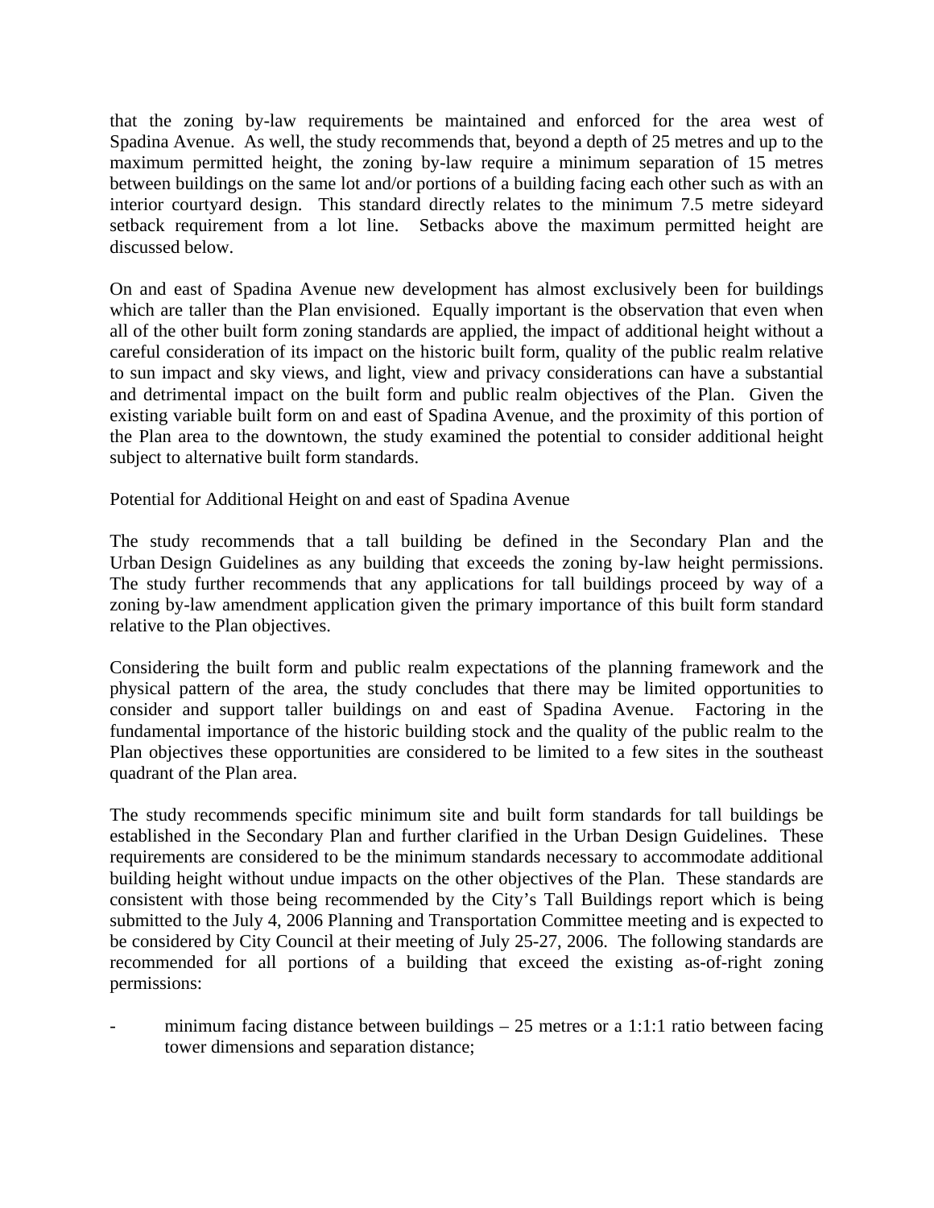that the zoning by-law requirements be maintained and enforced for the area west of Spadina Avenue. As well, the study recommends that, beyond a depth of 25 metres and up to the maximum permitted height, the zoning by-law require a minimum separation of 15 metres between buildings on the same lot and/or portions of a building facing each other such as with an interior courtyard design. This standard directly relates to the minimum 7.5 metre sideyard setback requirement from a lot line. Setbacks above the maximum permitted height are discussed below.

On and east of Spadina Avenue new development has almost exclusively been for buildings which are taller than the Plan envisioned. Equally important is the observation that even when all of the other built form zoning standards are applied, the impact of additional height without a careful consideration of its impact on the historic built form, quality of the public realm relative to sun impact and sky views, and light, view and privacy considerations can have a substantial and detrimental impact on the built form and public realm objectives of the Plan. Given the existing variable built form on and east of Spadina Avenue, and the proximity of this portion of the Plan area to the downtown, the study examined the potential to consider additional height subject to alternative built form standards.

Potential for Additional Height on and east of Spadina Avenue

The study recommends that a tall building be defined in the Secondary Plan and the Urban Design Guidelines as any building that exceeds the zoning by-law height permissions. The study further recommends that any applications for tall buildings proceed by way of a zoning by-law amendment application given the primary importance of this built form standard relative to the Plan objectives.

Considering the built form and public realm expectations of the planning framework and the physical pattern of the area, the study concludes that there may be limited opportunities to consider and support taller buildings on and east of Spadina Avenue. Factoring in the fundamental importance of the historic building stock and the quality of the public realm to the Plan objectives these opportunities are considered to be limited to a few sites in the southeast quadrant of the Plan area.

The study recommends specific minimum site and built form standards for tall buildings be established in the Secondary Plan and further clarified in the Urban Design Guidelines. These requirements are considered to be the minimum standards necessary to accommodate additional building height without undue impacts on the other objectives of the Plan. These standards are consistent with those being recommended by the City's Tall Buildings report which is being submitted to the July 4, 2006 Planning and Transportation Committee meeting and is expected to be considered by City Council at their meeting of July 25-27, 2006. The following standards are recommended for all portions of a building that exceed the existing as-of-right zoning permissions:

- minimum facing distance between buildings – 25 metres or a 1:1:1 ratio between facing tower dimensions and separation distance;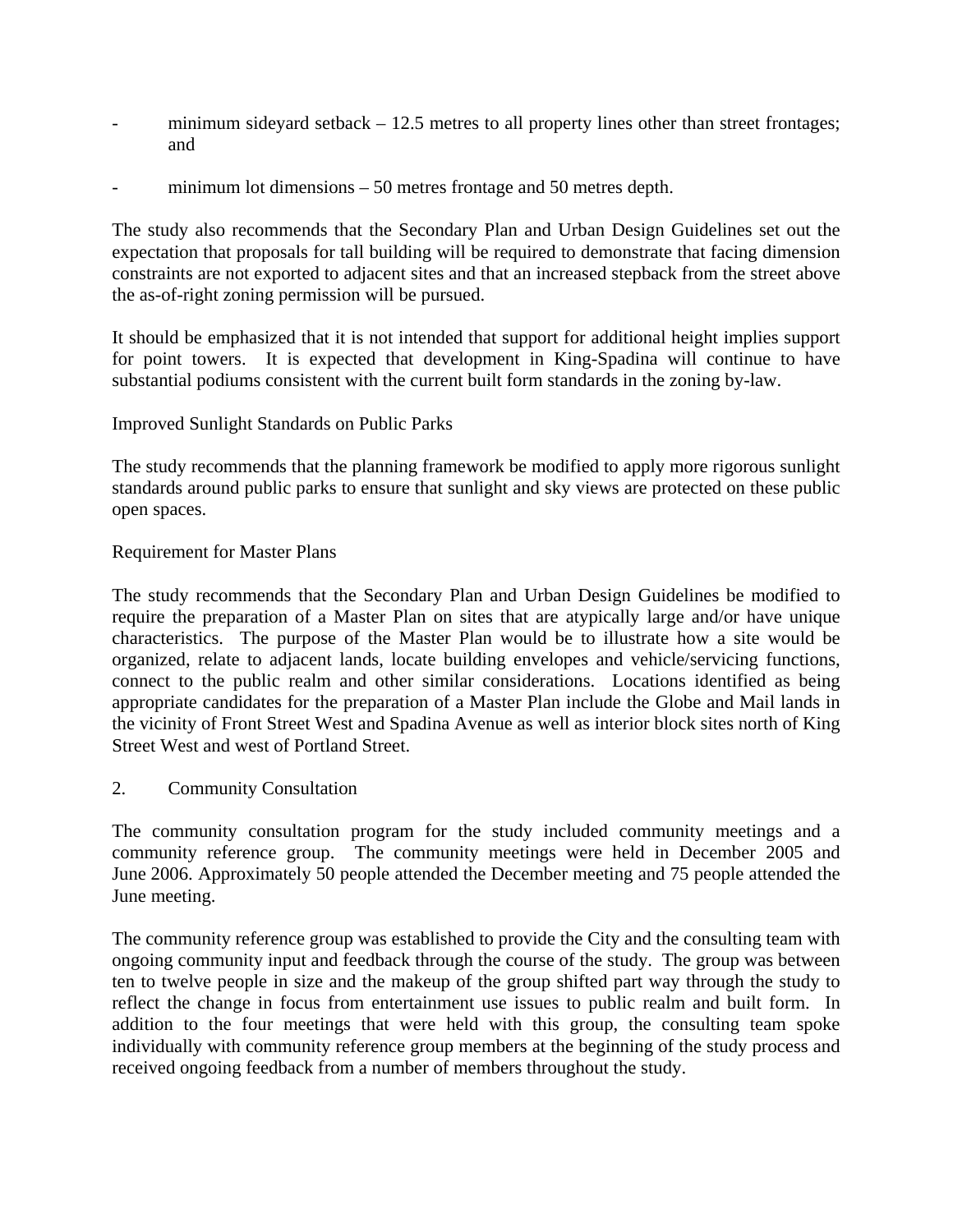- minimum sideyard setback – 12.5 metres to all property lines other than street frontages; and

- minimum lot dimensions – 50 metres frontage and 50 metres depth.

The study also recommends that the Secondary Plan and Urban Design Guidelines set out the expectation that proposals for tall building will be required to demonstrate that facing dimension constraints are not exported to adjacent sites and that an increased stepback from the street above the as-of-right zoning permission will be pursued.

It should be emphasized that it is not intended that support for additional height implies support for point towers. It is expected that development in King-Spadina will continue to have substantial podiums consistent with the current built form standards in the zoning by-law.

Improved Sunlight Standards on Public Parks

The study recommends that the planning framework be modified to apply more rigorous sunlight standards around public parks to ensure that sunlight and sky views are protected on these public open spaces.

Requirement for Master Plans

The study recommends that the Secondary Plan and Urban Design Guidelines be modified to require the preparation of a Master Plan on sites that are atypically large and/or have unique characteristics. The purpose of the Master Plan would be to illustrate how a site would be organized, relate to adjacent lands, locate building envelopes and vehicle/servicing functions, connect to the public realm and other similar considerations. Locations identified as being appropriate candidates for the preparation of a Master Plan include the Globe and Mail lands in the vicinity of Front Street West and Spadina Avenue as well as interior block sites north of King Street West and west of Portland Street.

2. Community Consultation

The community consultation program for the study included community meetings and a community reference group. The community meetings were held in December 2005 and June 2006. Approximately 50 people attended the December meeting and 75 people attended the June meeting.

The community reference group was established to provide the City and the consulting team with ongoing community input and feedback through the course of the study. The group was between ten to twelve people in size and the makeup of the group shifted part way through the study to reflect the change in focus from entertainment use issues to public realm and built form. In addition to the four meetings that were held with this group, the consulting team spoke individually with community reference group members at the beginning of the study process and received ongoing feedback from a number of members throughout the study.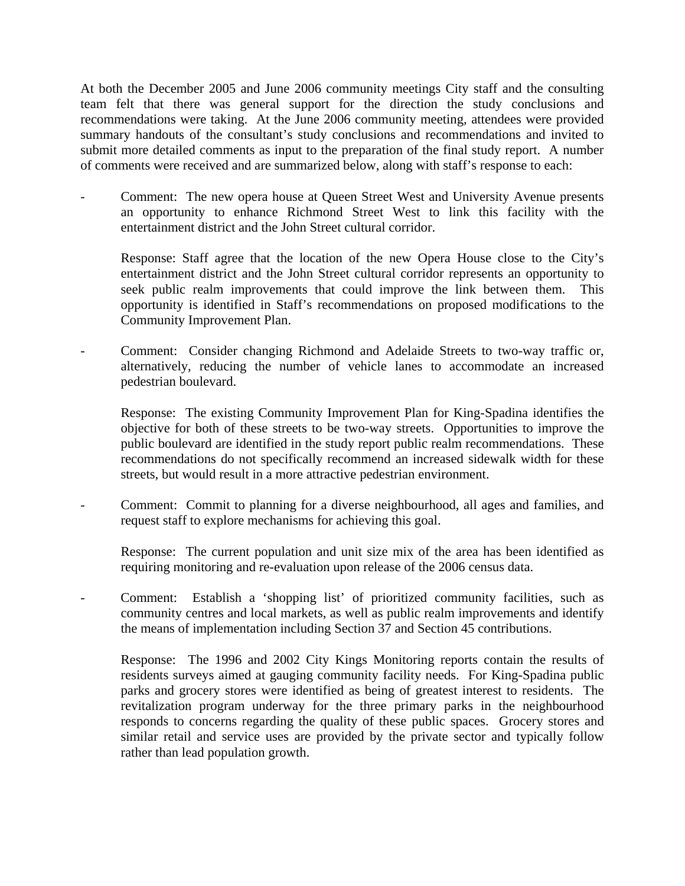At both the December 2005 and June 2006 community meetings City staff and the consulting team felt that there was general support for the direction the study conclusions and recommendations were taking. At the June 2006 community meeting, attendees were provided summary handouts of the consultant's study conclusions and recommendations and invited to submit more detailed comments as input to the preparation of the final study report. A number of comments were received and are summarized below, along with staff's response to each:

- Comment: The new opera house at Queen Street West and University Avenue presents an opportunity to enhance Richmond Street West to link this facility with the entertainment district and the John Street cultural corridor.

  Response: Staff agree that the location of the new Opera House close to the City's entertainment district and the John Street cultural corridor represents an opportunity to seek public realm improvements that could improve the link between them. This opportunity is identified in Staff's recommendations on proposed modifications to the Community Improvement Plan.

- Comment: Consider changing Richmond and Adelaide Streets to two-way traffic or, alternatively, reducing the number of vehicle lanes to accommodate an increased pedestrian boulevard.

  Response: The existing Community Improvement Plan for King-Spadina identifies the objective for both of these streets to be two-way streets. Opportunities to improve the public boulevard are identified in the study report public realm recommendations. These recommendations do not specifically recommend an increased sidewalk width for these streets, but would result in a more attractive pedestrian environment.

- Comment: Commit to planning for a diverse neighbourhood, all ages and families, and request staff to explore mechanisms for achieving this goal.

  Response: The current population and unit size mix of the area has been identified as requiring monitoring and re-evaluation upon release of the 2006 census data.

- Comment: Establish a 'shopping list' of prioritized community facilities, such as community centres and local markets, as well as public realm improvements and identify the means of implementation including Section 37 and Section 45 contributions.

  Response: The 1996 and 2002 City Kings Monitoring reports contain the results of residents surveys aimed at gauging community facility needs. For King-Spadina public parks and grocery stores were identified as being of greatest interest to residents. The revitalization program underway for the three primary parks in the neighbourhood responds to concerns regarding the quality of these public spaces. Grocery stores and similar retail and service uses are provided by the private sector and typically follow rather than lead population growth.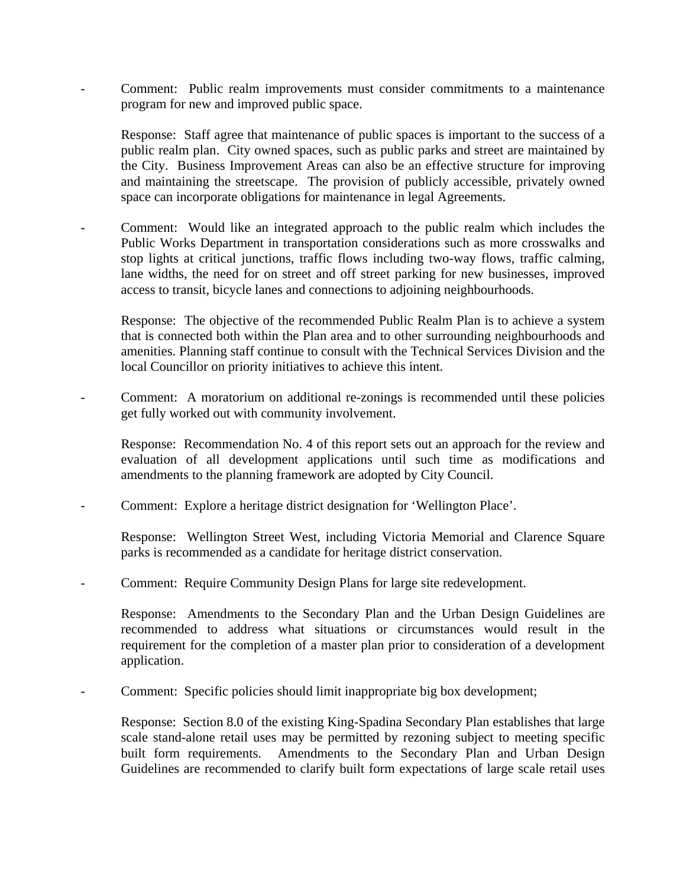- Comment: Public realm improvements must consider commitments to a maintenance program for new and improved public space.

  Response: Staff agree that maintenance of public spaces is important to the success of a public realm plan. City owned spaces, such as public parks and street are maintained by the City. Business Improvement Areas can also be an effective structure for improving and maintaining the streetscape. The provision of publicly accessible, privately owned space can incorporate obligations for maintenance in legal Agreements.

- Comment: Would like an integrated approach to the public realm which includes the Public Works Department in transportation considerations such as more crosswalks and stop lights at critical junctions, traffic flows including two-way flows, traffic calming, lane widths, the need for on street and off street parking for new businesses, improved access to transit, bicycle lanes and connections to adjoining neighbourhoods.

  Response: The objective of the recommended Public Realm Plan is to achieve a system that is connected both within the Plan area and to other surrounding neighbourhoods and amenities. Planning staff continue to consult with the Technical Services Division and the local Councillor on priority initiatives to achieve this intent.

- Comment: A moratorium on additional re-zonings is recommended until these policies get fully worked out with community involvement.

  Response: Recommendation No. 4 of this report sets out an approach for the review and evaluation of all development applications until such time as modifications and amendments to the planning framework are adopted by City Council.

- Comment: Explore a heritage district designation for 'Wellington Place'.

  Response: Wellington Street West, including Victoria Memorial and Clarence Square parks is recommended as a candidate for heritage district conservation.

- Comment: Require Community Design Plans for large site redevelopment.

  Response: Amendments to the Secondary Plan and the Urban Design Guidelines are recommended to address what situations or circumstances would result in the requirement for the completion of a master plan prior to consideration of a development application.

- Comment: Specific policies should limit inappropriate big box development;

  Response: Section 8.0 of the existing King-Spadina Secondary Plan establishes that large scale stand-alone retail uses may be permitted by rezoning subject to meeting specific built form requirements. Amendments to the Secondary Plan and Urban Design Guidelines are recommended to clarify built form expectations of large scale retail uses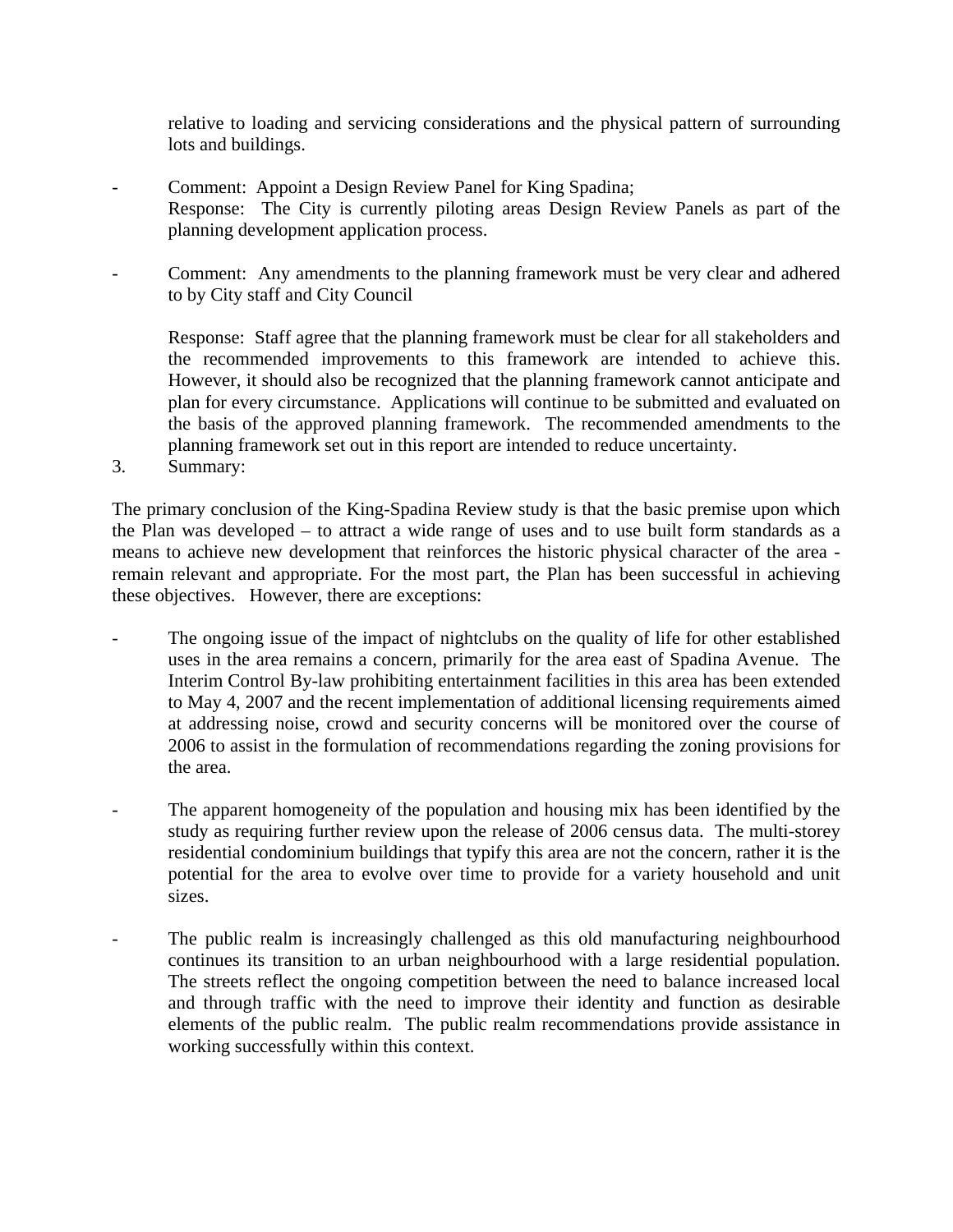relative to loading and servicing considerations and the physical pattern of surrounding lots and buildings.

- Comment: Appoint a Design Review Panel for King Spadina;
  Response: The City is currently piloting areas Design Review Panels as part of the planning development application process.

- Comment: Any amendments to the planning framework must be very clear and adhered to by City staff and City Council

  Response: Staff agree that the planning framework must be clear for all stakeholders and the recommended improvements to this framework are intended to achieve this. However, it should also be recognized that the planning framework cannot anticipate and plan for every circumstance. Applications will continue to be submitted and evaluated on the basis of the approved planning framework. The recommended amendments to the planning framework set out in this report are intended to reduce uncertainty.

3. Summary:

The primary conclusion of the King-Spadina Review study is that the basic premise upon which the Plan was developed – to attract a wide range of uses and to use built form standards as a means to achieve new development that reinforces the historic physical character of the area - remain relevant and appropriate. For the most part, the Plan has been successful in achieving these objectives. However, there are exceptions:

- The ongoing issue of the impact of nightclubs on the quality of life for other established uses in the area remains a concern, primarily for the area east of Spadina Avenue. The Interim Control By-law prohibiting entertainment facilities in this area has been extended to May 4, 2007 and the recent implementation of additional licensing requirements aimed at addressing noise, crowd and security concerns will be monitored over the course of 2006 to assist in the formulation of recommendations regarding the zoning provisions for the area.

- The apparent homogeneity of the population and housing mix has been identified by the study as requiring further review upon the release of 2006 census data. The multi-storey residential condominium buildings that typify this area are not the concern, rather it is the potential for the area to evolve over time to provide for a variety household and unit sizes.

- The public realm is increasingly challenged as this old manufacturing neighbourhood continues its transition to an urban neighbourhood with a large residential population. The streets reflect the ongoing competition between the need to balance increased local and through traffic with the need to improve their identity and function as desirable elements of the public realm. The public realm recommendations provide assistance in working successfully within this context.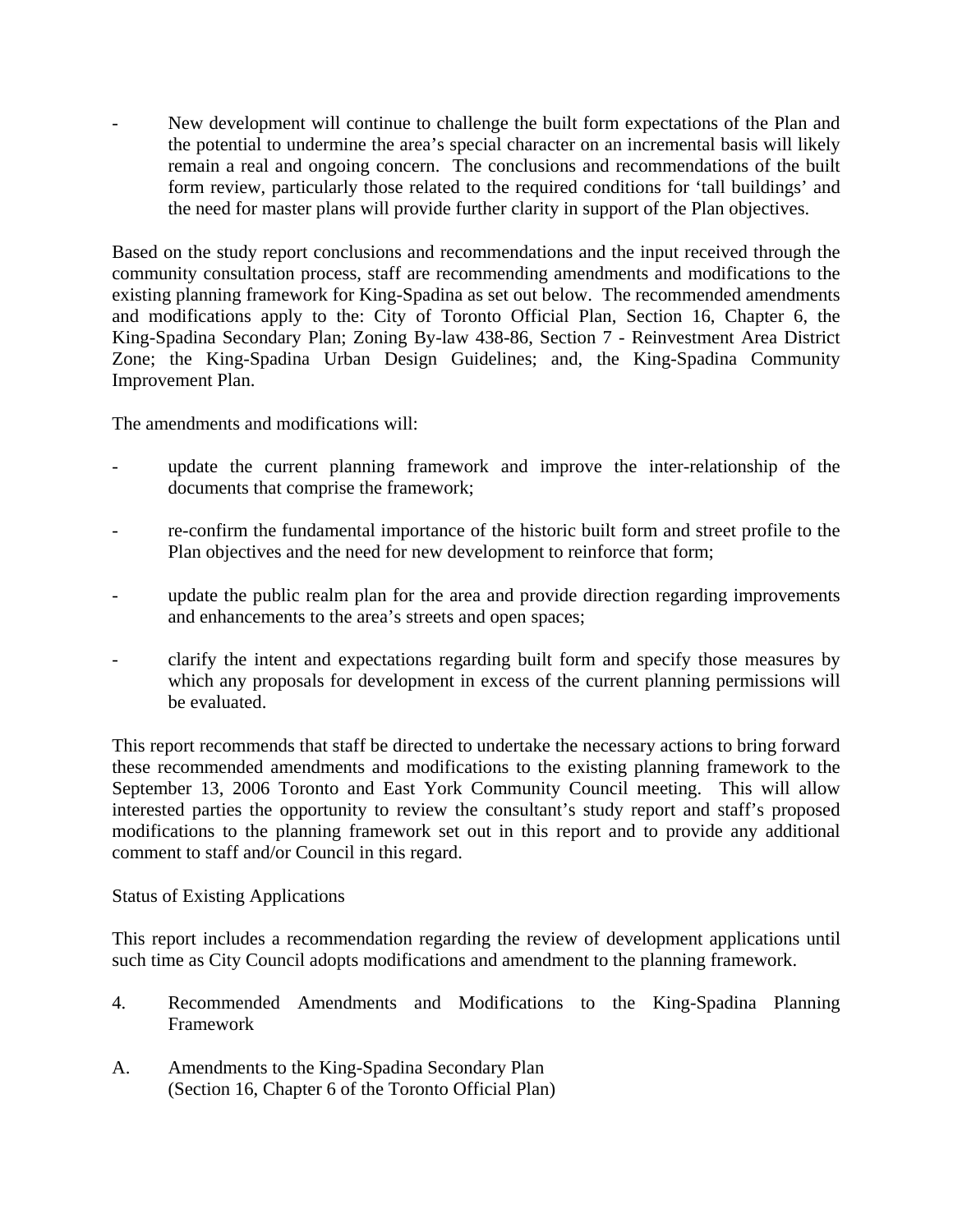- New development will continue to challenge the built form expectations of the Plan and the potential to undermine the area's special character on an incremental basis will likely remain a real and ongoing concern. The conclusions and recommendations of the built form review, particularly those related to the required conditions for 'tall buildings' and the need for master plans will provide further clarity in support of the Plan objectives.

Based on the study report conclusions and recommendations and the input received through the community consultation process, staff are recommending amendments and modifications to the existing planning framework for King-Spadina as set out below. The recommended amendments and modifications apply to the: City of Toronto Official Plan, Section 16, Chapter 6, the King-Spadina Secondary Plan; Zoning By-law 438-86, Section 7 - Reinvestment Area District Zone; the King-Spadina Urban Design Guidelines; and, the King-Spadina Community Improvement Plan.

The amendments and modifications will:

- update the current planning framework and improve the inter-relationship of the documents that comprise the framework;
- re-confirm the fundamental importance of the historic built form and street profile to the Plan objectives and the need for new development to reinforce that form;
- update the public realm plan for the area and provide direction regarding improvements and enhancements to the area's streets and open spaces;
- clarify the intent and expectations regarding built form and specify those measures by which any proposals for development in excess of the current planning permissions will be evaluated.

This report recommends that staff be directed to undertake the necessary actions to bring forward these recommended amendments and modifications to the existing planning framework to the September 13, 2006 Toronto and East York Community Council meeting. This will allow interested parties the opportunity to review the consultant's study report and staff's proposed modifications to the planning framework set out in this report and to provide any additional comment to staff and/or Council in this regard.

Status of Existing Applications

This report includes a recommendation regarding the review of development applications until such time as City Council adopts modifications and amendment to the planning framework.

4. Recommended Amendments and Modifications to the King-Spadina Planning Framework

A. Amendments to the King-Spadina Secondary Plan
(Section 16, Chapter 6 of the Toronto Official Plan)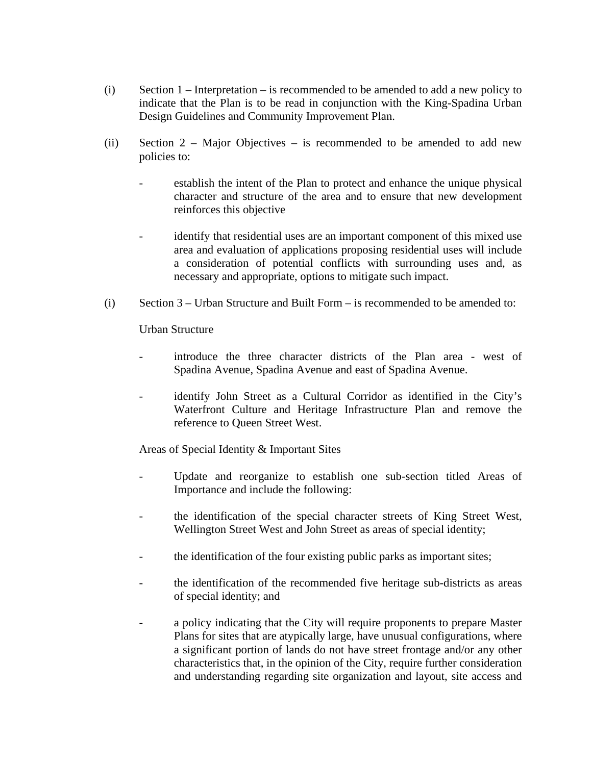(i) Section 1 – Interpretation – is recommended to be amended to add a new policy to indicate that the Plan is to be read in conjunction with the King-Spadina Urban Design Guidelines and Community Improvement Plan.

(ii) Section 2 – Major Objectives – is recommended to be amended to add new policies to:

- establish the intent of the Plan to protect and enhance the unique physical character and structure of the area and to ensure that new development reinforces this objective

- identify that residential uses are an important component of this mixed use area and evaluation of applications proposing residential uses will include a consideration of potential conflicts with surrounding uses and, as necessary and appropriate, options to mitigate such impact.

(i) Section 3 – Urban Structure and Built Form – is recommended to be amended to:

Urban Structure

- introduce the three character districts of the Plan area - west of Spadina Avenue, Spadina Avenue and east of Spadina Avenue.

- identify John Street as a Cultural Corridor as identified in the City's Waterfront Culture and Heritage Infrastructure Plan and remove the reference to Queen Street West.

Areas of Special Identity & Important Sites

- Update and reorganize to establish one sub-section titled Areas of Importance and include the following:

- the identification of the special character streets of King Street West, Wellington Street West and John Street as areas of special identity;

- the identification of the four existing public parks as important sites;

- the identification of the recommended five heritage sub-districts as areas of special identity; and

- a policy indicating that the City will require proponents to prepare Master Plans for sites that are atypically large, have unusual configurations, where a significant portion of lands do not have street frontage and/or any other characteristics that, in the opinion of the City, require further consideration and understanding regarding site organization and layout, site access and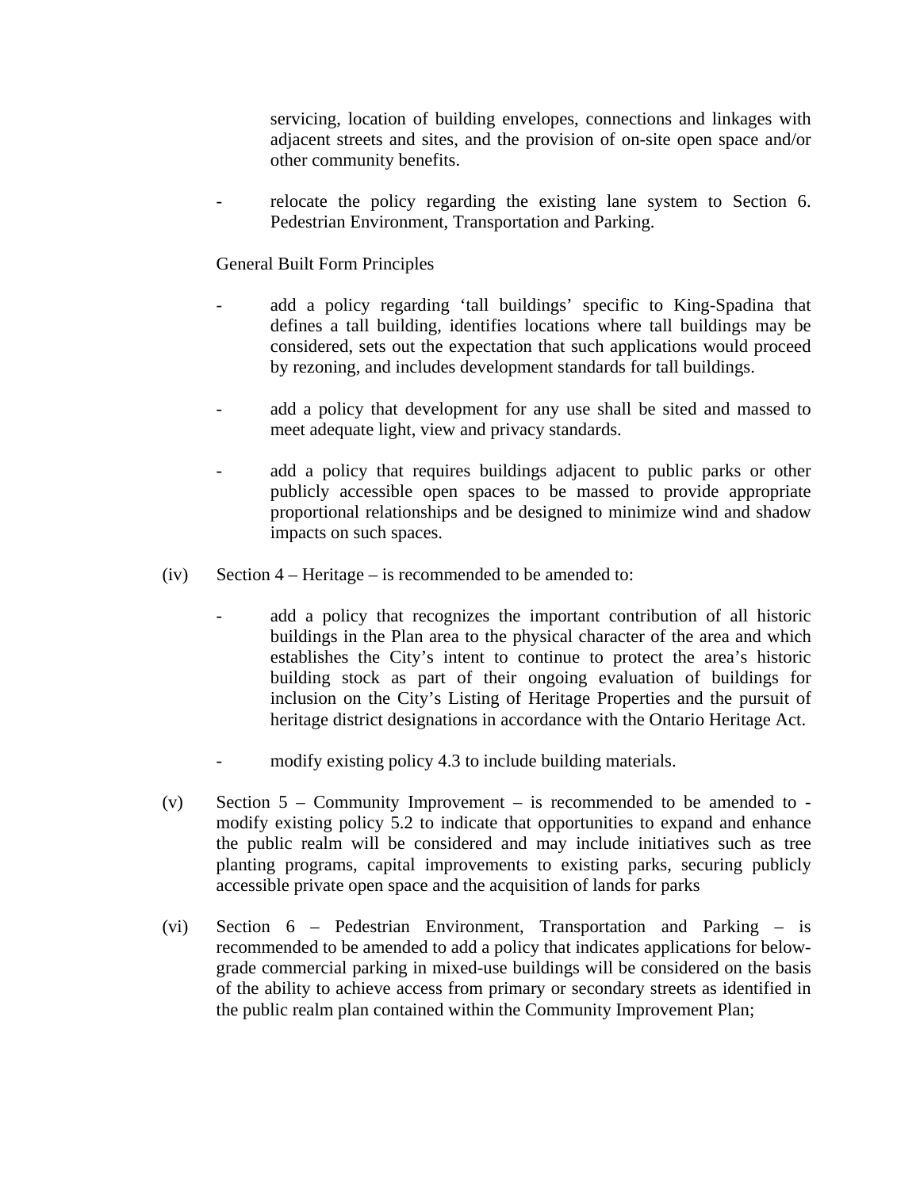servicing, location of building envelopes, connections and linkages with adjacent streets and sites, and the provision of on-site open space and/or other community benefits.

- relocate the policy regarding the existing lane system to Section 6. Pedestrian Environment, Transportation and Parking.

General Built Form Principles

- add a policy regarding 'tall buildings' specific to King-Spadina that defines a tall building, identifies locations where tall buildings may be considered, sets out the expectation that such applications would proceed by rezoning, and includes development standards for tall buildings.

- add a policy that development for any use shall be sited and massed to meet adequate light, view and privacy standards.

- add a policy that requires buildings adjacent to public parks or other publicly accessible open spaces to be massed to provide appropriate proportional relationships and be designed to minimize wind and shadow impacts on such spaces.

(iv) Section 4 – Heritage – is recommended to be amended to:

- add a policy that recognizes the important contribution of all historic buildings in the Plan area to the physical character of the area and which establishes the City's intent to continue to protect the area's historic building stock as part of their ongoing evaluation of buildings for inclusion on the City's Listing of Heritage Properties and the pursuit of heritage district designations in accordance with the Ontario Heritage Act.

- modify existing policy 4.3 to include building materials.

(v) Section 5 – Community Improvement – is recommended to be amended to - modify existing policy 5.2 to indicate that opportunities to expand and enhance the public realm will be considered and may include initiatives such as tree planting programs, capital improvements to existing parks, securing publicly accessible private open space and the acquisition of lands for parks

(vi) Section 6 – Pedestrian Environment, Transportation and Parking – is recommended to be amended to add a policy that indicates applications for below-grade commercial parking in mixed-use buildings will be considered on the basis of the ability to achieve access from primary or secondary streets as identified in the public realm plan contained within the Community Improvement Plan;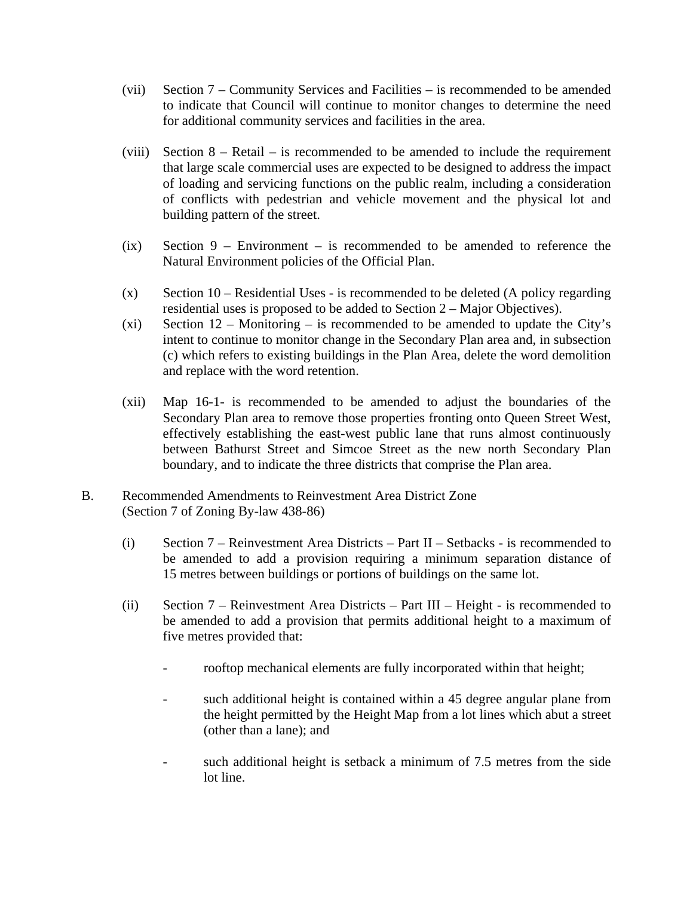(vii) Section 7 – Community Services and Facilities – is recommended to be amended to indicate that Council will continue to monitor changes to determine the need for additional community services and facilities in the area.

(viii) Section 8 – Retail – is recommended to be amended to include the requirement that large scale commercial uses are expected to be designed to address the impact of loading and servicing functions on the public realm, including a consideration of conflicts with pedestrian and vehicle movement and the physical lot and building pattern of the street.

(ix) Section 9 – Environment – is recommended to be amended to reference the Natural Environment policies of the Official Plan.

(x) Section 10 – Residential Uses - is recommended to be deleted (A policy regarding residential uses is proposed to be added to Section 2 – Major Objectives).

(xi) Section 12 – Monitoring – is recommended to be amended to update the City's intent to continue to monitor change in the Secondary Plan area and, in subsection (c) which refers to existing buildings in the Plan Area, delete the word demolition and replace with the word retention.

(xii) Map 16-1- is recommended to be amended to adjust the boundaries of the Secondary Plan area to remove those properties fronting onto Queen Street West, effectively establishing the east-west public lane that runs almost continuously between Bathurst Street and Simcoe Street as the new north Secondary Plan boundary, and to indicate the three districts that comprise the Plan area.

B. Recommended Amendments to Reinvestment Area District Zone (Section 7 of Zoning By-law 438-86)

(i) Section 7 – Reinvestment Area Districts – Part II – Setbacks - is recommended to be amended to add a provision requiring a minimum separation distance of 15 metres between buildings or portions of buildings on the same lot.

(ii) Section 7 – Reinvestment Area Districts – Part III – Height - is recommended to be amended to add a provision that permits additional height to a maximum of five metres provided that:

- rooftop mechanical elements are fully incorporated within that height;

- such additional height is contained within a 45 degree angular plane from the height permitted by the Height Map from a lot lines which abut a street (other than a lane); and

- such additional height is setback a minimum of 7.5 metres from the side lot line.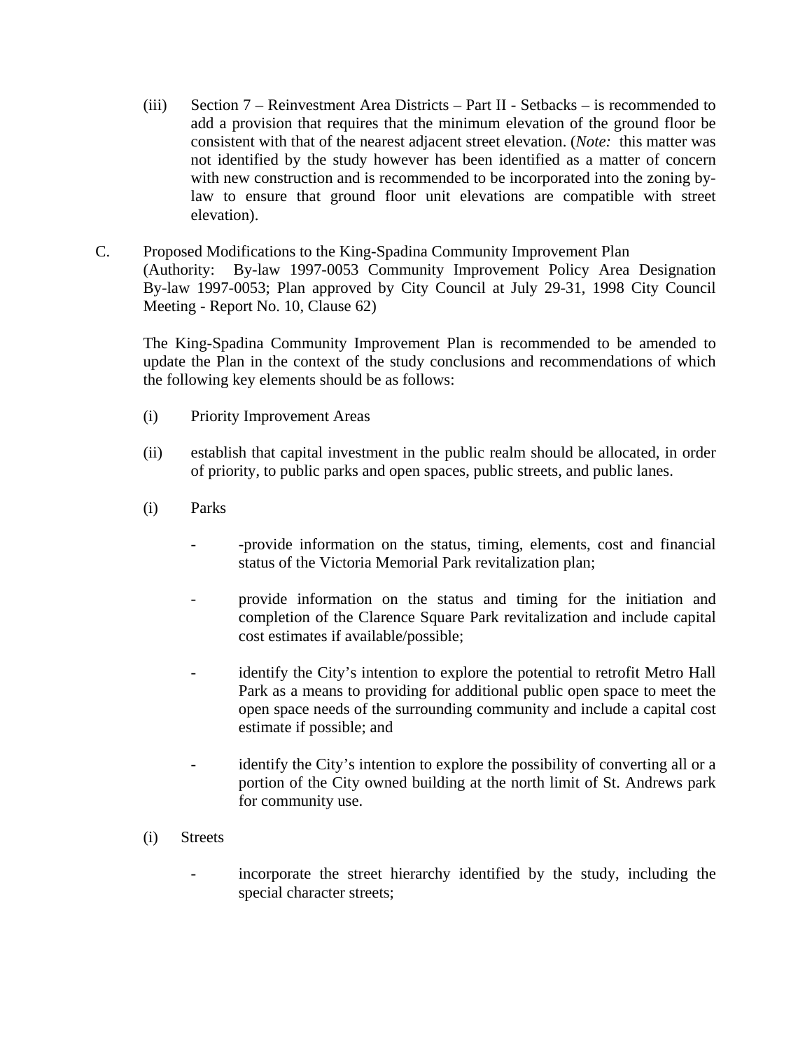(iii) Section 7 – Reinvestment Area Districts – Part II - Setbacks – is recommended to add a provision that requires that the minimum elevation of the ground floor be consistent with that of the nearest adjacent street elevation. (*Note:* this matter was not identified by the study however has been identified as a matter of concern with new construction and is recommended to be incorporated into the zoning by-law to ensure that ground floor unit elevations are compatible with street elevation).

C. Proposed Modifications to the King-Spadina Community Improvement Plan
(Authority: By-law 1997-0053 Community Improvement Policy Area Designation By-law 1997-0053; Plan approved by City Council at July 29-31, 1998 City Council Meeting - Report No. 10, Clause 62)

The King-Spadina Community Improvement Plan is recommended to be amended to update the Plan in the context of the study conclusions and recommendations of which the following key elements should be as follows:

(i) Priority Improvement Areas

(ii) establish that capital investment in the public realm should be allocated, in order of priority, to public parks and open spaces, public streets, and public lanes.

(i) Parks

- -provide information on the status, timing, elements, cost and financial status of the Victoria Memorial Park revitalization plan;
- provide information on the status and timing for the initiation and completion of the Clarence Square Park revitalization and include capital cost estimates if available/possible;
- identify the City's intention to explore the potential to retrofit Metro Hall Park as a means to providing for additional public open space to meet the open space needs of the surrounding community and include a capital cost estimate if possible; and
- identify the City's intention to explore the possibility of converting all or a portion of the City owned building at the north limit of St. Andrews park for community use.

(i) Streets

- incorporate the street hierarchy identified by the study, including the special character streets;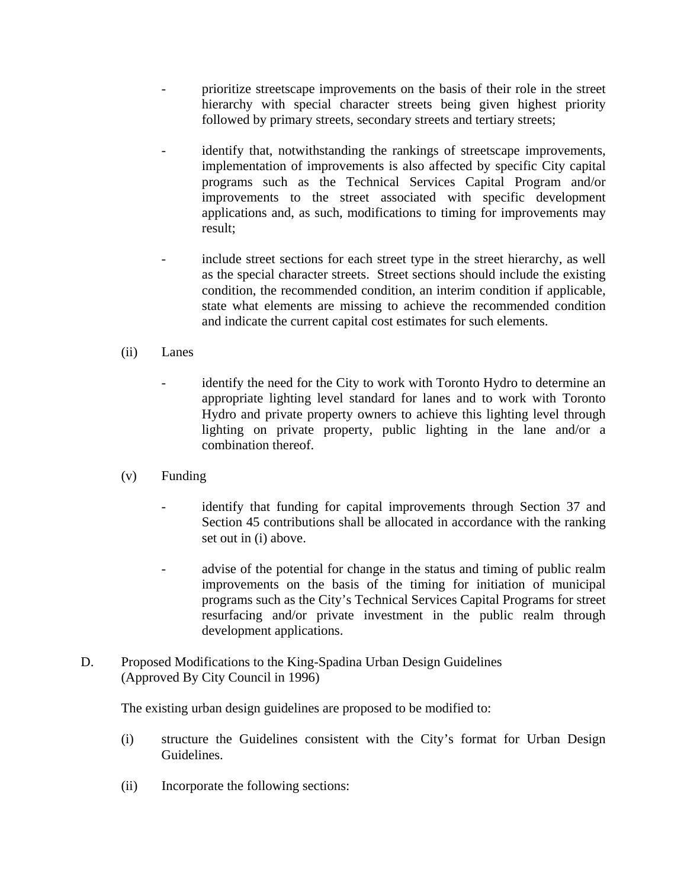- prioritize streetscape improvements on the basis of their role in the street hierarchy with special character streets being given highest priority followed by primary streets, secondary streets and tertiary streets;

- identify that, notwithstanding the rankings of streetscape improvements, implementation of improvements is also affected by specific City capital programs such as the Technical Services Capital Program and/or improvements to the street associated with specific development applications and, as such, modifications to timing for improvements may result;

- include street sections for each street type in the street hierarchy, as well as the special character streets. Street sections should include the existing condition, the recommended condition, an interim condition if applicable, state what elements are missing to achieve the recommended condition and indicate the current capital cost estimates for such elements.

(ii) Lanes

- identify the need for the City to work with Toronto Hydro to determine an appropriate lighting level standard for lanes and to work with Toronto Hydro and private property owners to achieve this lighting level through lighting on private property, public lighting in the lane and/or a combination thereof.

(v) Funding

- identify that funding for capital improvements through Section 37 and Section 45 contributions shall be allocated in accordance with the ranking set out in (i) above.

- advise of the potential for change in the status and timing of public realm improvements on the basis of the timing for initiation of municipal programs such as the City's Technical Services Capital Programs for street resurfacing and/or private investment in the public realm through development applications.

D. Proposed Modifications to the King-Spadina Urban Design Guidelines (Approved By City Council in 1996)

The existing urban design guidelines are proposed to be modified to:

(i) structure the Guidelines consistent with the City's format for Urban Design Guidelines.

(ii) Incorporate the following sections: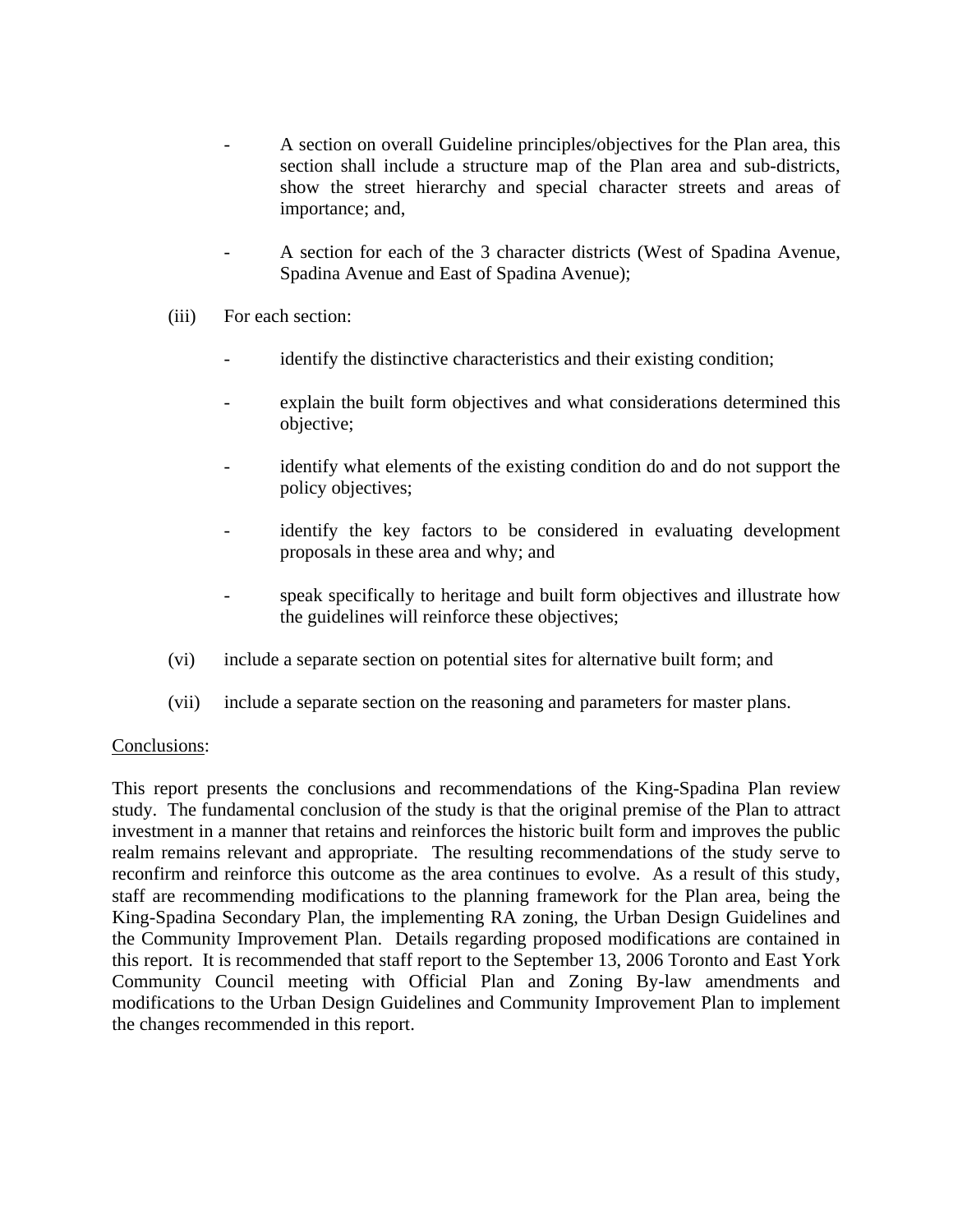- A section on overall Guideline principles/objectives for the Plan area, this section shall include a structure map of the Plan area and sub-districts, show the street hierarchy and special character streets and areas of importance; and,

- A section for each of the 3 character districts (West of Spadina Avenue, Spadina Avenue and East of Spadina Avenue);

(iii) For each section:

- identify the distinctive characteristics and their existing condition;

- explain the built form objectives and what considerations determined this objective;

- identify what elements of the existing condition do and do not support the policy objectives;

- identify the key factors to be considered in evaluating development proposals in these area and why; and

- speak specifically to heritage and built form objectives and illustrate how the guidelines will reinforce these objectives;

(vi) include a separate section on potential sites for alternative built form; and

(vii) include a separate section on the reasoning and parameters for master plans.

Conclusions:

This report presents the conclusions and recommendations of the King-Spadina Plan review study. The fundamental conclusion of the study is that the original premise of the Plan to attract investment in a manner that retains and reinforces the historic built form and improves the public realm remains relevant and appropriate. The resulting recommendations of the study serve to reconfirm and reinforce this outcome as the area continues to evolve. As a result of this study, staff are recommending modifications to the planning framework for the Plan area, being the King-Spadina Secondary Plan, the implementing RA zoning, the Urban Design Guidelines and the Community Improvement Plan. Details regarding proposed modifications are contained in this report. It is recommended that staff report to the September 13, 2006 Toronto and East York Community Council meeting with Official Plan and Zoning By-law amendments and modifications to the Urban Design Guidelines and Community Improvement Plan to implement the changes recommended in this report.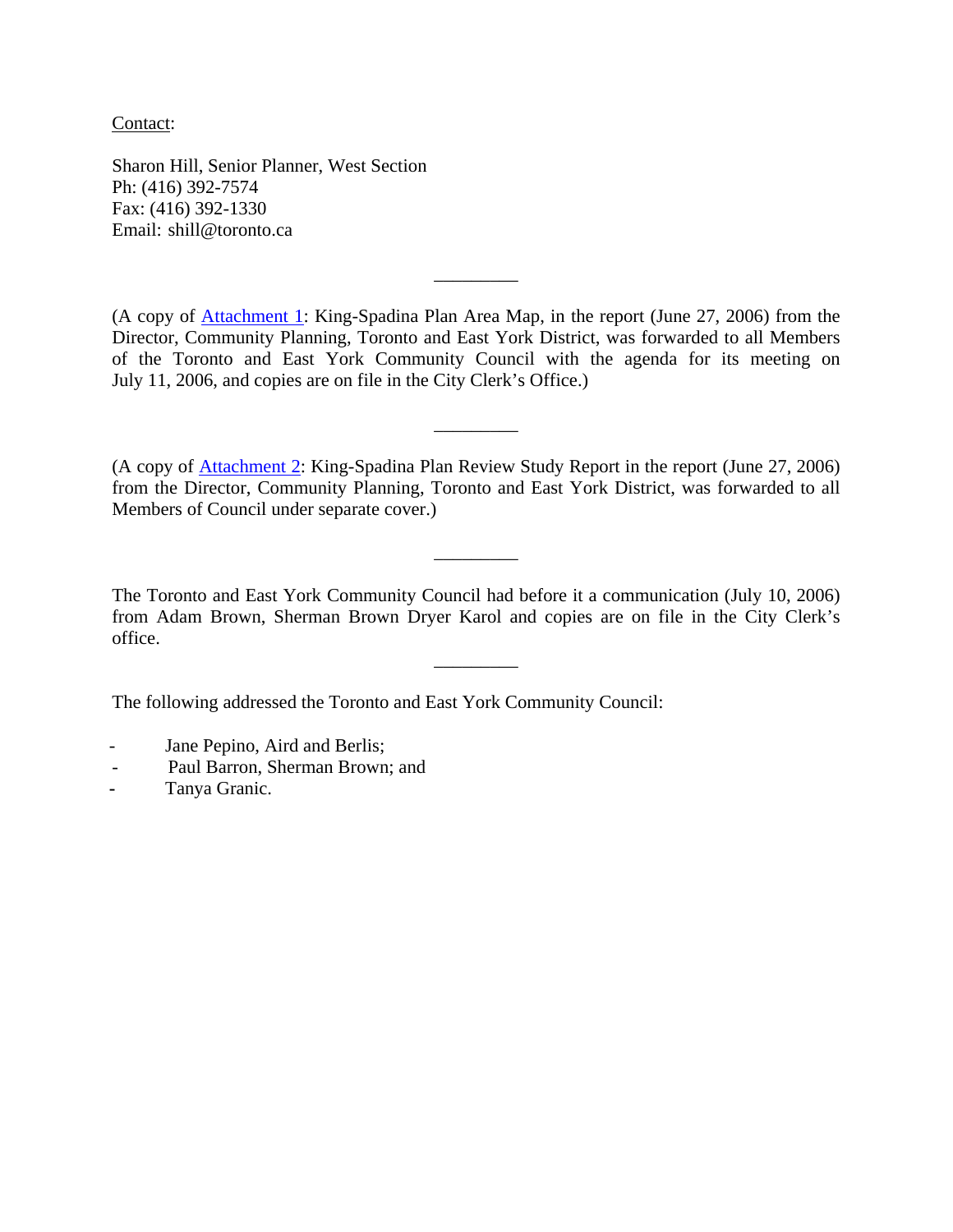Contact:

Sharon Hill, Senior Planner, West Section
Ph: (416) 392-7574
Fax: (416) 392-1330
Email: shill@toronto.ca

_________

(A copy of Attachment 1: King-Spadina Plan Area Map, in the report (June 27, 2006) from the Director, Community Planning, Toronto and East York District, was forwarded to all Members of the Toronto and East York Community Council with the agenda for its meeting on July 11, 2006, and copies are on file in the City Clerk's Office.)

_________

(A copy of Attachment 2: King-Spadina Plan Review Study Report in the report (June 27, 2006) from the Director, Community Planning, Toronto and East York District, was forwarded to all Members of Council under separate cover.)

_________

The Toronto and East York Community Council had before it a communication (July 10, 2006) from Adam Brown, Sherman Brown Dryer Karol and copies are on file in the City Clerk's office.

_________

The following addressed the Toronto and East York Community Council:

- Jane Pepino, Aird and Berlis;
- Paul Barron, Sherman Brown; and
- Tanya Granic.